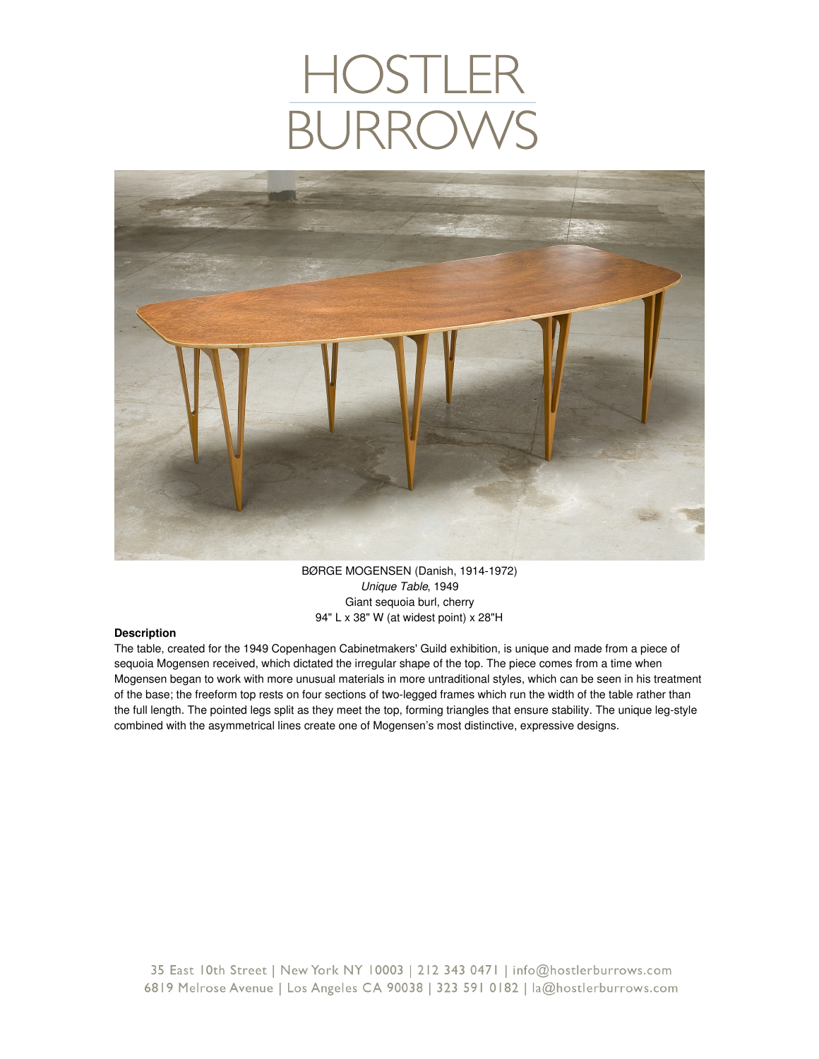# HOSTLER BURROWS

BØRGE MOGENSEN (Danish, 1914-1972)
*Unique Table*, 1949
Giant sequoia burl, cherry
94" L x 38" W (at widest point) x 28"H

**Description**

The table, created for the 1949 Copenhagen Cabinetmakers' Guild exhibition, is unique and made from a piece of sequoia Mogensen received, which dictated the irregular shape of the top. The piece comes from a time when Mogensen began to work with more unusual materials in more untraditional styles, which can be seen in his treatment of the base; the freeform top rests on four sections of two-legged frames which run the width of the table rather than the full length. The pointed legs split as they meet the top, forming triangles that ensure stability. The unique leg-style combined with the asymmetrical lines create one of Mogensen's most distinctive, expressive designs.

35 East 10th Street | New York NY 10003 | 212 343 0471 | info@hostlerburrows.com
6819 Melrose Avenue | Los Angeles CA 90038 | 323 591 0182 | la@hostlerburrows.com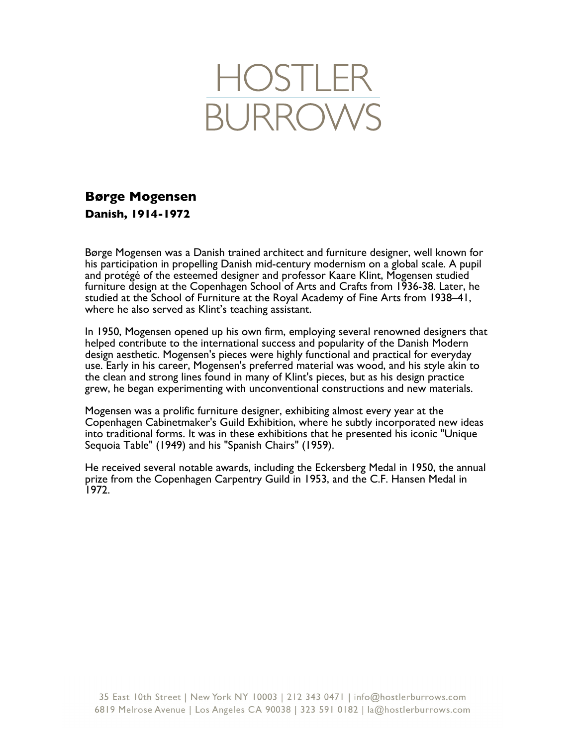# HOSTLER BURROWS

## Børge Mogensen

### Danish, 1914-1972

Børge Mogensen was a Danish trained architect and furniture designer, well known for his participation in propelling Danish mid-century modernism on a global scale. A pupil and protégé of the esteemed designer and professor Kaare Klint, Mogensen studied furniture design at the Copenhagen School of Arts and Crafts from 1936-38. Later, he studied at the School of Furniture at the Royal Academy of Fine Arts from 1938–41, where he also served as Klint's teaching assistant.

In 1950, Mogensen opened up his own firm, employing several renowned designers that helped contribute to the international success and popularity of the Danish Modern design aesthetic. Mogensen's pieces were highly functional and practical for everyday use. Early in his career, Mogensen's preferred material was wood, and his style akin to the clean and strong lines found in many of Klint's pieces, but as his design practice grew, he began experimenting with unconventional constructions and new materials.

Mogensen was a prolific furniture designer, exhibiting almost every year at the Copenhagen Cabinetmaker's Guild Exhibition, where he subtly incorporated new ideas into traditional forms. It was in these exhibitions that he presented his iconic "Unique Sequoia Table" (1949) and his "Spanish Chairs" (1959).

He received several notable awards, including the Eckersberg Medal in 1950, the annual prize from the Copenhagen Carpentry Guild in 1953, and the C.F. Hansen Medal in 1972.

35 East 10th Street | New York NY 10003 | 212 343 0471 | info@hostlerburrows.com
6819 Melrose Avenue | Los Angeles CA 90038 | 323 591 0182 | la@hostlerburrows.com